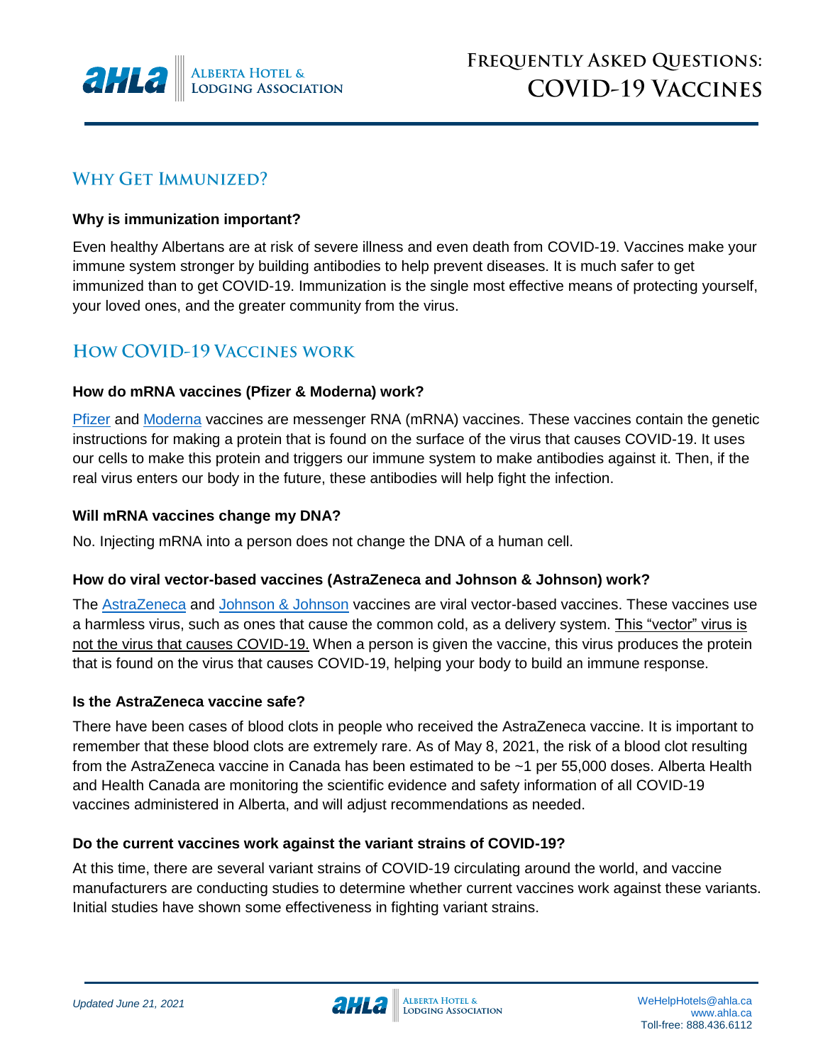# Frequently Asked Questions: COVID-19 Vaccines

## Why Get Immunized?

**Why is immunization important?**

Even healthy Albertans are at risk of severe illness and even death from COVID-19. Vaccines make your immune system stronger by building antibodies to help prevent diseases. It is much safer to get immunized than to get COVID-19. Immunization is the single most effective means of protecting yourself, your loved ones, and the greater community from the virus.

## How COVID-19 Vaccines work

**How do mRNA vaccines (Pfizer & Moderna) work?**

Pfizer and Moderna vaccines are messenger RNA (mRNA) vaccines. These vaccines contain the genetic instructions for making a protein that is found on the surface of the virus that causes COVID-19. It uses our cells to make this protein and triggers our immune system to make antibodies against it. Then, if the real virus enters our body in the future, these antibodies will help fight the infection.

**Will mRNA vaccines change my DNA?**

No. Injecting mRNA into a person does not change the DNA of a human cell.

**How do viral vector-based vaccines (AstraZeneca and Johnson & Johnson) work?**

The AstraZeneca and Johnson & Johnson vaccines are viral vector-based vaccines. These vaccines use a harmless virus, such as ones that cause the common cold, as a delivery system. This "vector" virus is not the virus that causes COVID-19. When a person is given the vaccine, this virus produces the protein that is found on the virus that causes COVID-19, helping your body to build an immune response.

**Is the AstraZeneca vaccine safe?**

There have been cases of blood clots in people who received the AstraZeneca vaccine. It is important to remember that these blood clots are extremely rare. As of May 8, 2021, the risk of a blood clot resulting from the AstraZeneca vaccine in Canada has been estimated to be ~1 per 55,000 doses. Alberta Health and Health Canada are monitoring the scientific evidence and safety information of all COVID-19 vaccines administered in Alberta, and will adjust recommendations as needed.

**Do the current vaccines work against the variant strains of COVID-19?**

At this time, there are several variant strains of COVID-19 circulating around the world, and vaccine manufacturers are conducting studies to determine whether current vaccines work against these variants. Initial studies have shown some effectiveness in fighting variant strains.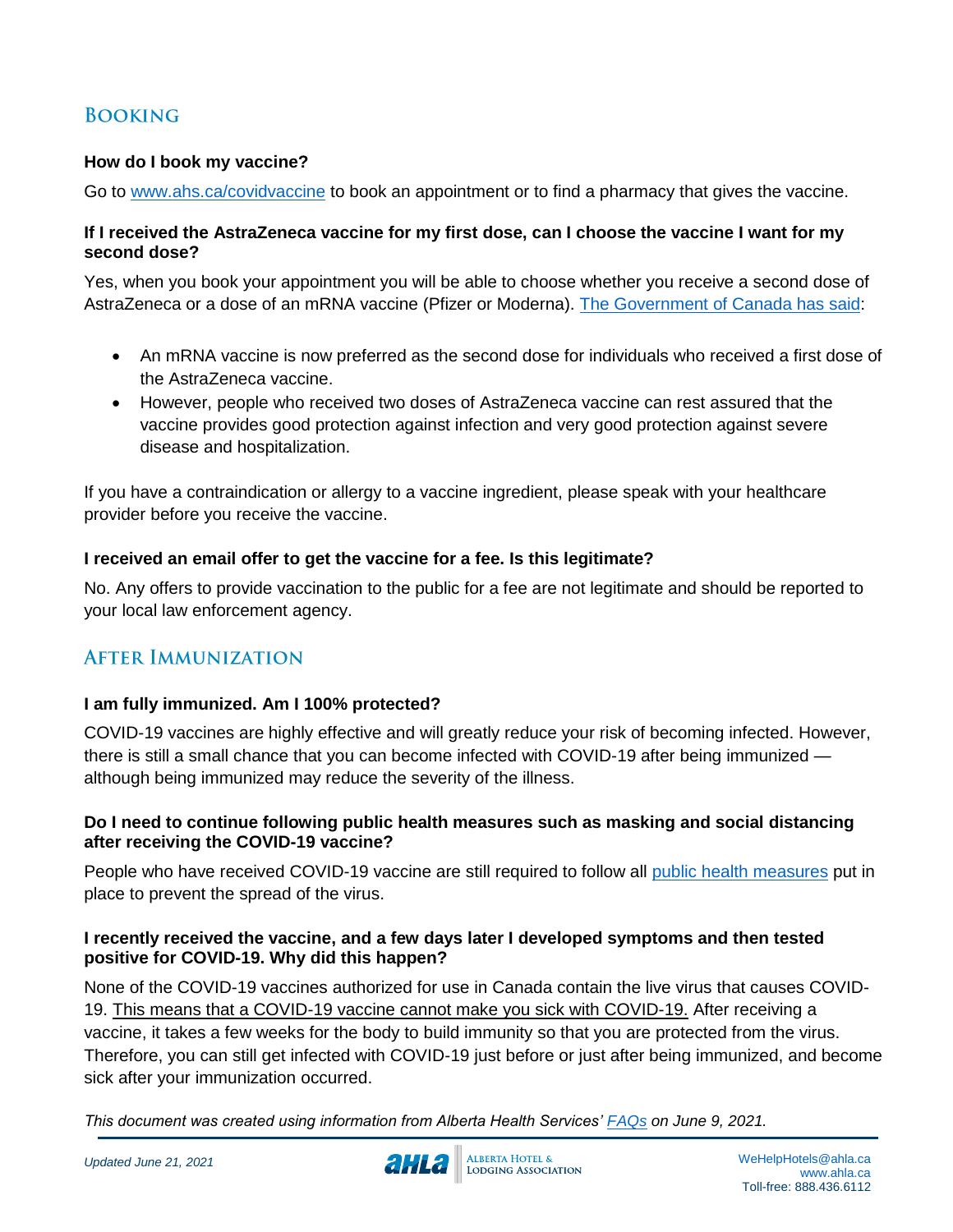## Booking

### How do I book my vaccine?

Go to www.ahs.ca/covidvaccine to book an appointment or to find a pharmacy that gives the vaccine.

### If I received the AstraZeneca vaccine for my first dose, can I choose the vaccine I want for my second dose?

Yes, when you book your appointment you will be able to choose whether you receive a second dose of AstraZeneca or a dose of an mRNA vaccine (Pfizer or Moderna). The Government of Canada has said:

- An mRNA vaccine is now preferred as the second dose for individuals who received a first dose of the AstraZeneca vaccine.
- However, people who received two doses of AstraZeneca vaccine can rest assured that the vaccine provides good protection against infection and very good protection against severe disease and hospitalization.

If you have a contraindication or allergy to a vaccine ingredient, please speak with your healthcare provider before you receive the vaccine.

### I received an email offer to get the vaccine for a fee. Is this legitimate?

No. Any offers to provide vaccination to the public for a fee are not legitimate and should be reported to your local law enforcement agency.

## After Immunization

### I am fully immunized. Am I 100% protected?

COVID-19 vaccines are highly effective and will greatly reduce your risk of becoming infected. However, there is still a small chance that you can become infected with COVID-19 after being immunized — although being immunized may reduce the severity of the illness.

### Do I need to continue following public health measures such as masking and social distancing after receiving the COVID-19 vaccine?

People who have received COVID-19 vaccine are still required to follow all public health measures put in place to prevent the spread of the virus.

### I recently received the vaccine, and a few days later I developed symptoms and then tested positive for COVID-19. Why did this happen?

None of the COVID-19 vaccines authorized for use in Canada contain the live virus that causes COVID-19. This means that a COVID-19 vaccine cannot make you sick with COVID-19. After receiving a vaccine, it takes a few weeks for the body to build immunity so that you are protected from the virus. Therefore, you can still get infected with COVID-19 just before or just after being immunized, and become sick after your immunization occurred.

*This document was created using information from Alberta Health Services' FAQs on June 9, 2021.*

*Updated June 21, 2021*

AHLA Alberta Hotel & Lodging Association

WeHelpHotels@ahla.ca
www.ahla.ca
Toll-free: 888.436.6112